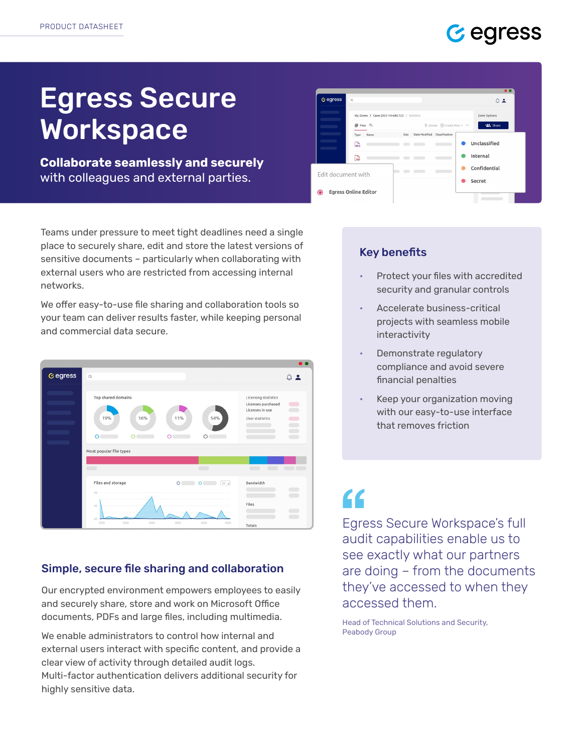PRODUCT DATASHEET

# Egress Secure Workspace

**Collaborate seamlessly and securely** with colleagues and external parties.

Teams under pressure to meet tight deadlines need a single place to securely share, edit and store the latest versions of sensitive documents – particularly when collaborating with external users who are restricted from accessing internal networks.

We offer easy-to-use file sharing and collaboration tools so your team can deliver results faster, while keeping personal and commercial data secure.

## Simple, secure file sharing and collaboration

Our encrypted environment empowers employees to easily and securely share, store and work on Microsoft Office documents, PDFs and large files, including multimedia.

We enable administrators to control how internal and external users interact with specific content, and provide a clear view of activity through detailed audit logs. Multi-factor authentication delivers additional security for highly sensitive data.

## Key benefits

- Protect your files with accredited security and granular controls
- Accelerate business-critical projects with seamless mobile interactivity
- Demonstrate regulatory compliance and avoid severe financial penalties
- Keep your organization moving with our easy-to-use interface that removes friction

> Egress Secure Workspace's full audit capabilities enable us to see exactly what our partners are doing – from the documents they've accessed to when they accessed them.
>
> Head of Technical Solutions and Security, Peabody Group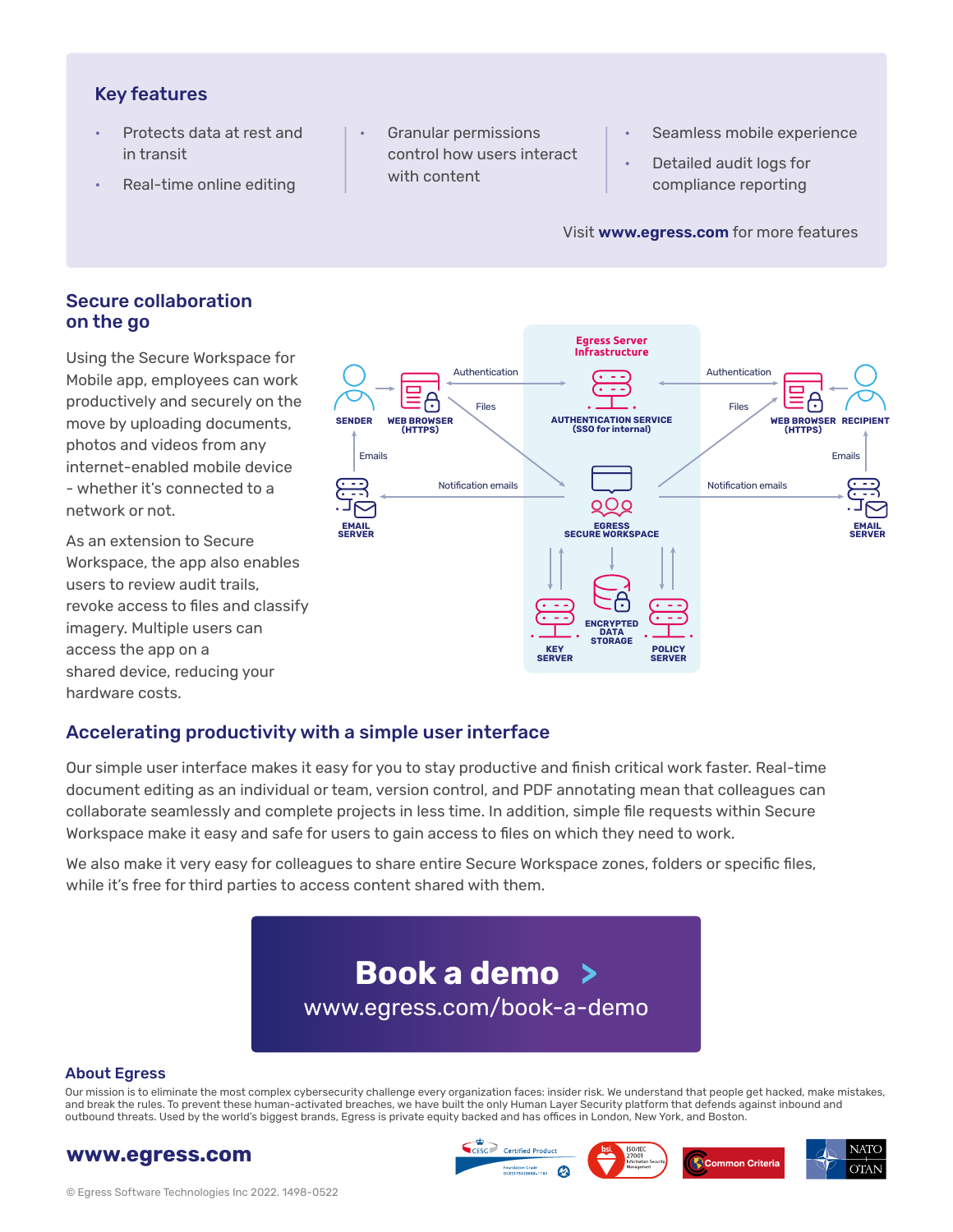## Key features

- Protects data at rest and in transit
- Real-time online editing
- Granular permissions control how users interact with content
- Seamless mobile experience
- Detailed audit logs for compliance reporting

Visit **www.egress.com** for more features

## Secure collaboration on the go

Using the Secure Workspace for Mobile app, employees can work productively and securely on the move by uploading documents, photos and videos from any internet-enabled mobile device - whether it's connected to a network or not.

As an extension to Secure Workspace, the app also enables users to review audit trails, revoke access to files and classify imagery. Multiple users can access the app on a shared device, reducing your hardware costs.

Egress Server Infrastructure

SENDER

WEB BROWSER (HTTPS)

Authentication

Files

Emails

Notification emails

EMAIL SERVER

AUTHENTICATION SERVICE (SSO for internal)

EGRESS SECURE WORKSPACE

KEY SERVER

ENCRYPTED DATA STORAGE

POLICY SERVER

Authentication

Files

WEB BROWSER (HTTPS)

RECIPIENT

Emails

Notification emails

EMAIL SERVER

## Accelerating productivity with a simple user interface

Our simple user interface makes it easy for you to stay productive and finish critical work faster. Real-time document editing as an individual or team, version control, and PDF annotating mean that colleagues can collaborate seamlessly and complete projects in less time. In addition, simple file requests within Secure Workspace make it easy and safe for users to gain access to files on which they need to work.

We also make it very easy for colleagues to share entire Secure Workspace zones, folders or specific files, while it's free for third parties to access content shared with them.

**Book a demo >**

www.egress.com/book-a-demo

### About Egress

Our mission is to eliminate the most complex cybersecurity challenge every organization faces: insider risk. We understand that people get hacked, make mistakes, and break the rules. To prevent these human-activated breaches, we have built the only Human Layer Security platform that defends against inbound and outbound threats. Used by the world's biggest brands, Egress is private equity backed and has offices in London, New York, and Boston.

**www.egress.com**

CESG Certified Product

bsi. ISO/IEC 27001 Information Security Management

Common Criteria

NATO OTAN

© Egress Software Technologies Inc 2022. 1498-0522